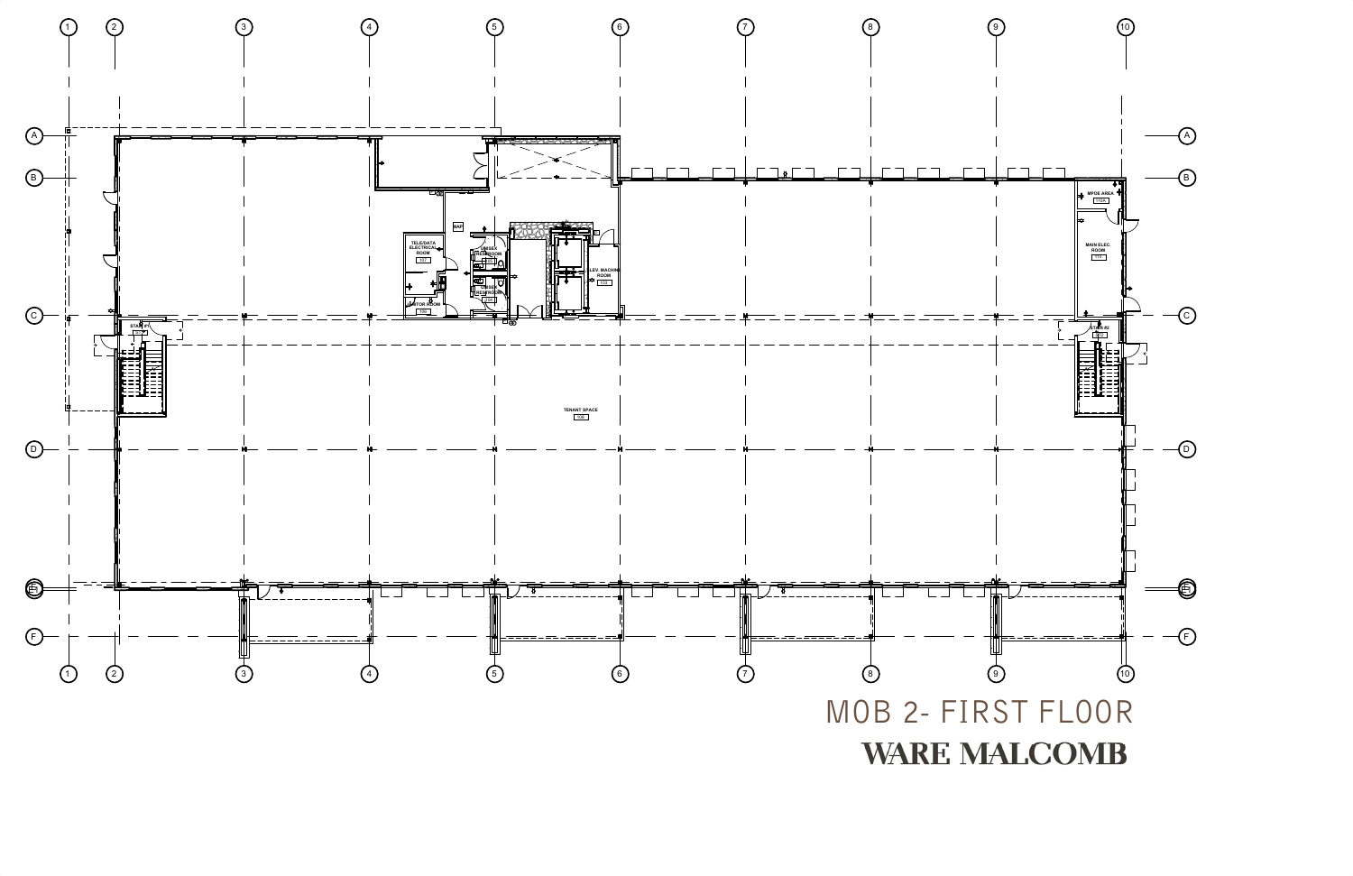MOB 2- FIRST FLOOR

WARE MALCOMB

TELE/DATA ELECTRICAL ROOM

JANITOR ROOM

UNISEX RESTROOM

UNISEX RESTROOM

ELEV. MACHINE ROOM

MPOE AREA

MAIN ELEC. ROOM

STAIR #1

STAIR #2

TENANT SPACE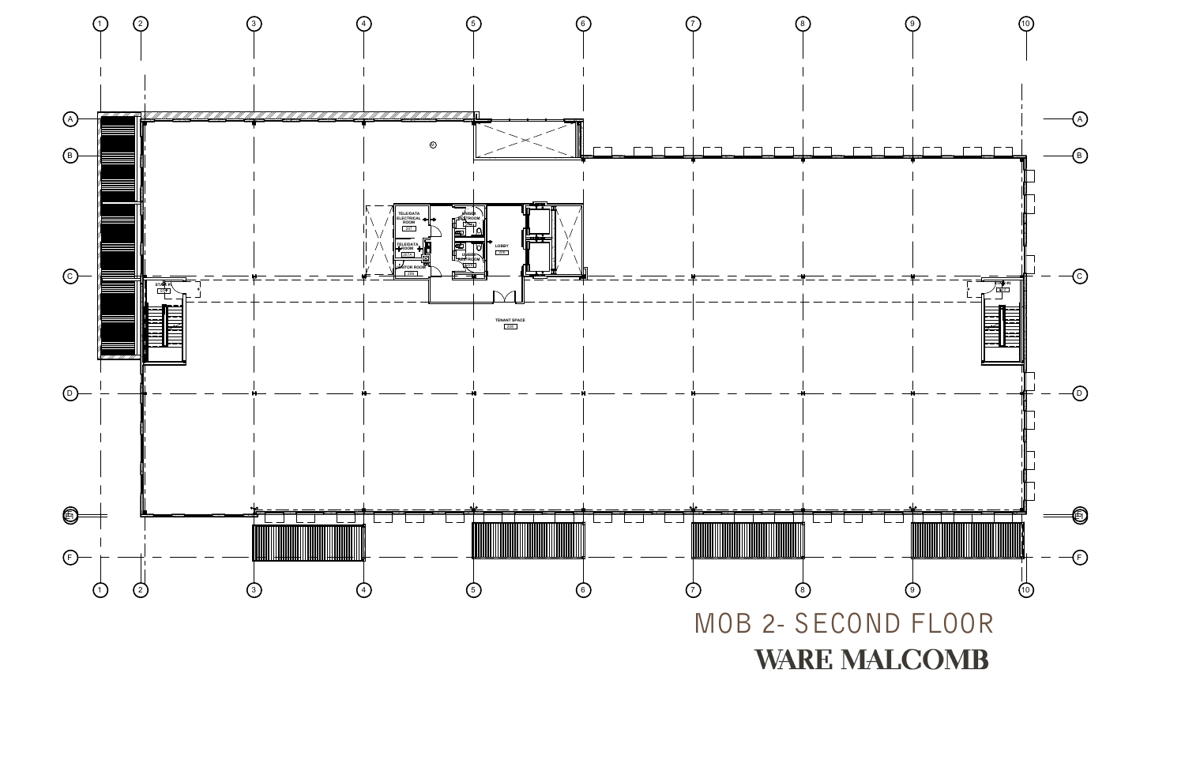# MOB 2- SECOND FLOOR

## WARE MALCOMB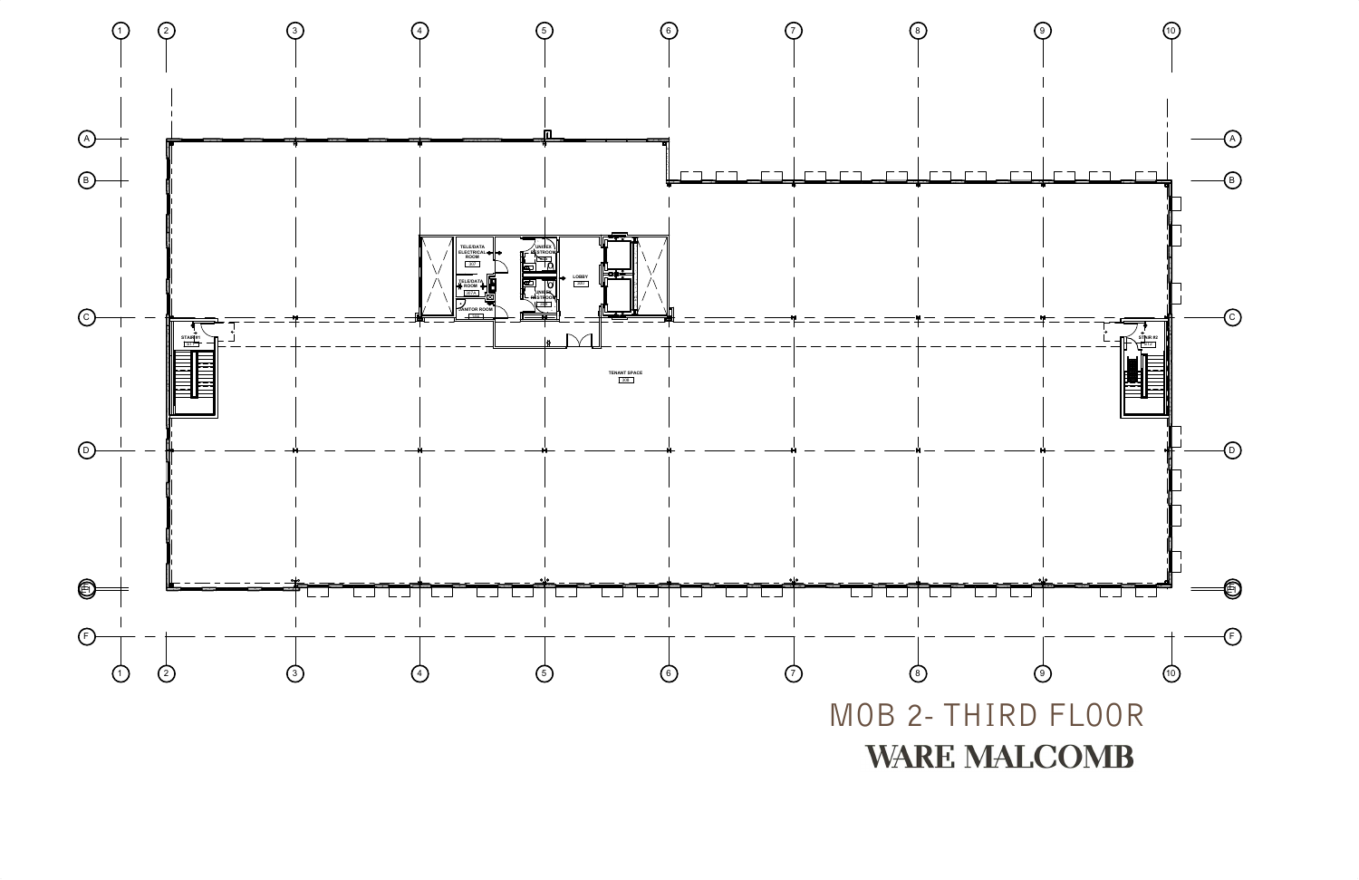# MOB 2- THIRD FLOOR

**WARE MALCOMB**

TELE/DATA ELECTRICAL ROOM

TELE/DATA ROOM

JANITOR ROOM

UNISEX RESTROOM

UNISEX RESTROOM

LOBBY

TENANT SPACE

STAIR #1

STAIR #2